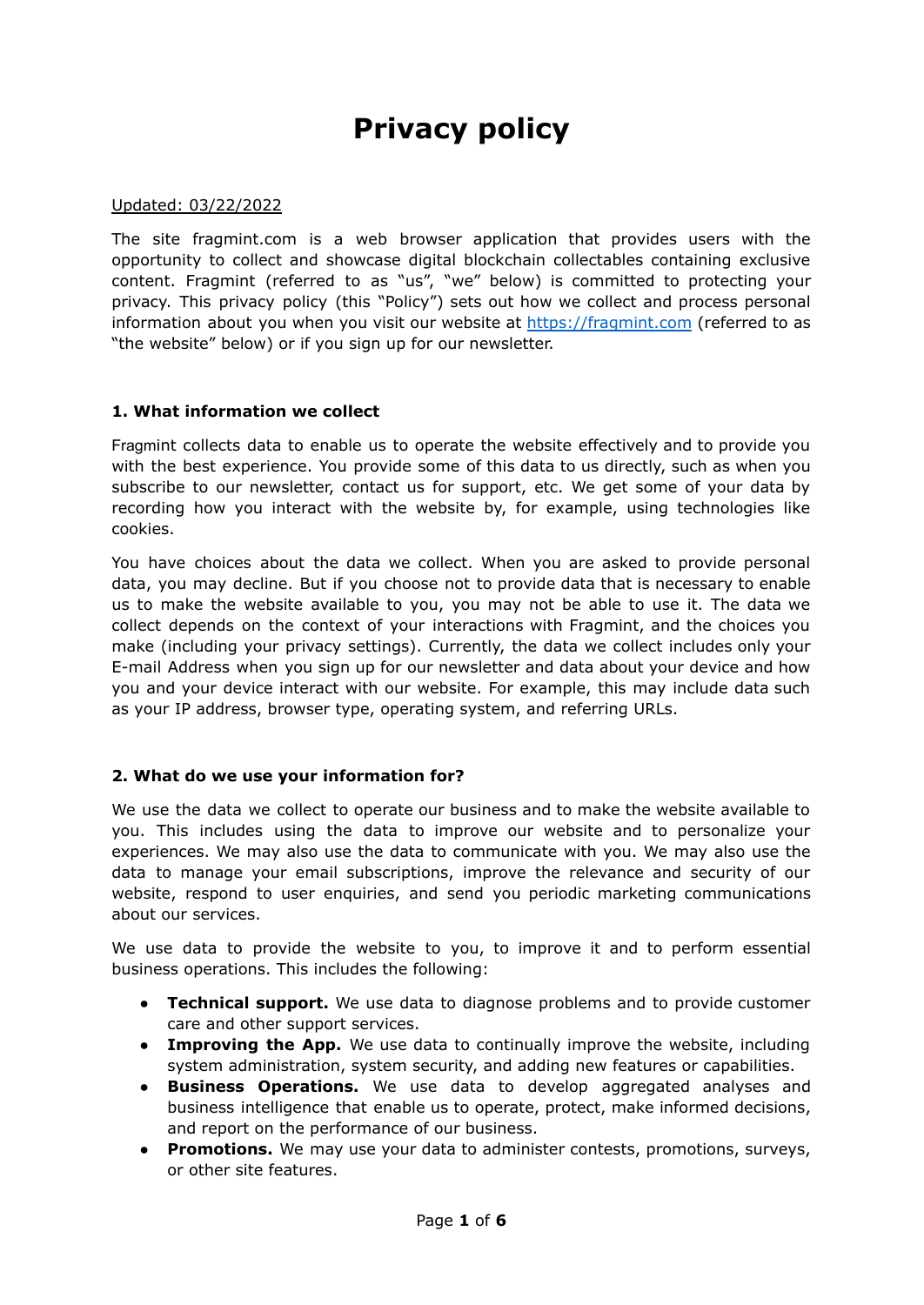# Privacy policy

Updated: 03/22/2022

The site fragmint.com is a web browser application that provides users with the opportunity to collect and showcase digital blockchain collectables containing exclusive content. Fragmint (referred to as "us", "we" below) is committed to protecting your privacy. This privacy policy (this "Policy") sets out how we collect and process personal information about you when you visit our website at [https://fragmint.com](https://fragmint.com) (referred to as "the website" below) or if you sign up for our newsletter.

### 1. What information we collect

Fragmint collects data to enable us to operate the website effectively and to provide you with the best experience. You provide some of this data to us directly, such as when you subscribe to our newsletter, contact us for support, etc. We get some of your data by recording how you interact with the website by, for example, using technologies like cookies.

You have choices about the data we collect. When you are asked to provide personal data, you may decline. But if you choose not to provide data that is necessary to enable us to make the website available to you, you may not be able to use it. The data we collect depends on the context of your interactions with Fragmint, and the choices you make (including your privacy settings). Currently, the data we collect includes only your E-mail Address when you sign up for our newsletter and data about your device and how you and your device interact with our website. For example, this may include data such as your IP address, browser type, operating system, and referring URLs.

### 2. What do we use your information for?

We use the data we collect to operate our business and to make the website available to you. This includes using the data to improve our website and to personalize your experiences. We may also use the data to communicate with you. We may also use the data to manage your email subscriptions, improve the relevance and security of our website, respond to user enquiries, and send you periodic marketing communications about our services.

We use data to provide the website to you, to improve it and to perform essential business operations. This includes the following:

- **Technical support.** We use data to diagnose problems and to provide customer care and other support services.
- **Improving the App.** We use data to continually improve the website, including system administration, system security, and adding new features or capabilities.
- **Business Operations.** We use data to develop aggregated analyses and business intelligence that enable us to operate, protect, make informed decisions, and report on the performance of our business.
- **Promotions.** We may use your data to administer contests, promotions, surveys, or other site features.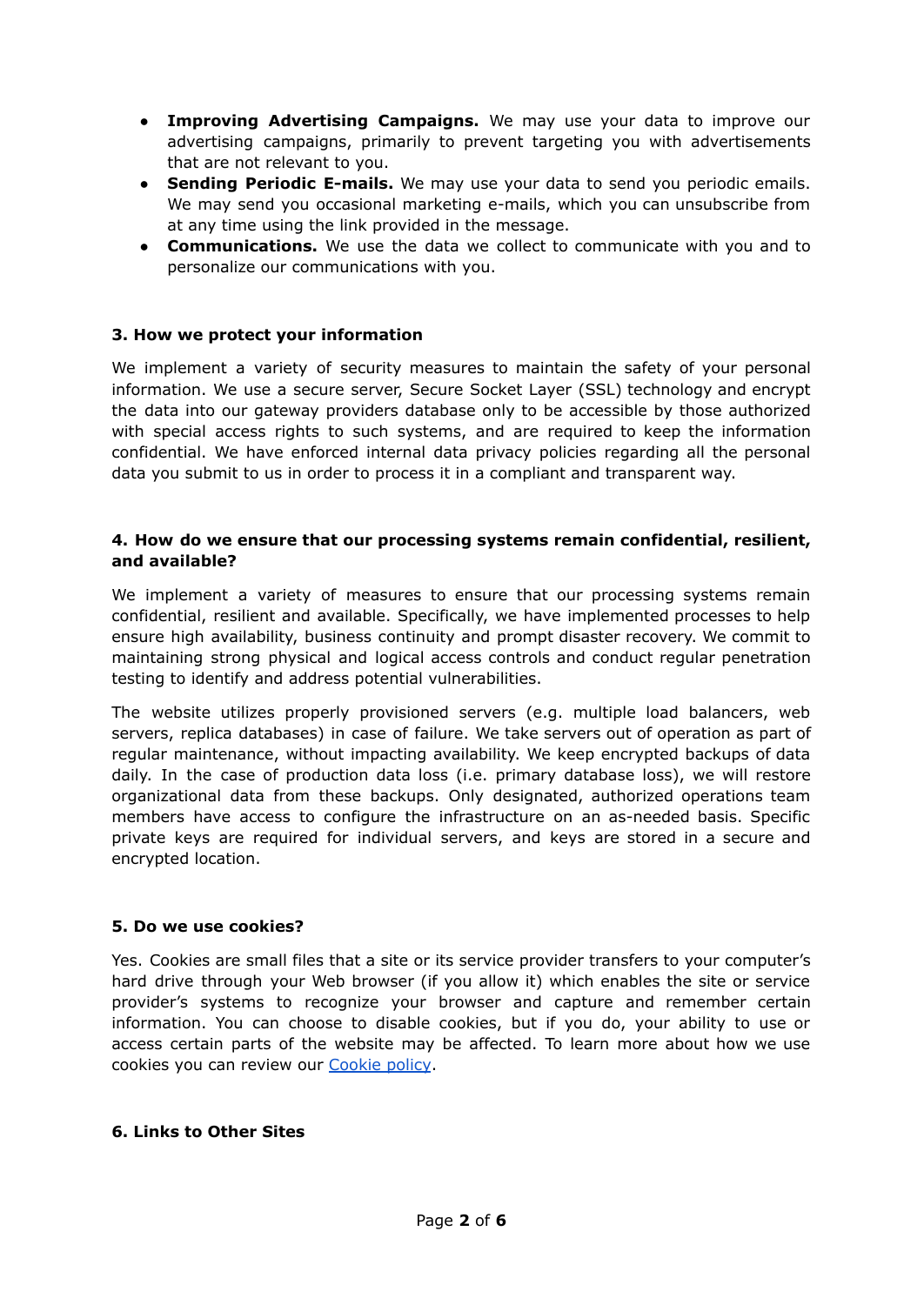- **Improving Advertising Campaigns.** We may use your data to improve our advertising campaigns, primarily to prevent targeting you with advertisements that are not relevant to you.
- **Sending Periodic E-mails.** We may use your data to send you periodic emails. We may send you occasional marketing e-mails, which you can unsubscribe from at any time using the link provided in the message.
- **Communications.** We use the data we collect to communicate with you and to personalize our communications with you.

### 3. How we protect your information

We implement a variety of security measures to maintain the safety of your personal information. We use a secure server, Secure Socket Layer (SSL) technology and encrypt the data into our gateway providers database only to be accessible by those authorized with special access rights to such systems, and are required to keep the information confidential. We have enforced internal data privacy policies regarding all the personal data you submit to us in order to process it in a compliant and transparent way.

### 4. How do we ensure that our processing systems remain confidential, resilient, and available?

We implement a variety of measures to ensure that our processing systems remain confidential, resilient and available. Specifically, we have implemented processes to help ensure high availability, business continuity and prompt disaster recovery. We commit to maintaining strong physical and logical access controls and conduct regular penetration testing to identify and address potential vulnerabilities.

The website utilizes properly provisioned servers (e.g. multiple load balancers, web servers, replica databases) in case of failure. We take servers out of operation as part of regular maintenance, without impacting availability. We keep encrypted backups of data daily. In the case of production data loss (i.e. primary database loss), we will restore organizational data from these backups. Only designated, authorized operations team members have access to configure the infrastructure on an as-needed basis. Specific private keys are required for individual servers, and keys are stored in a secure and encrypted location.

### 5. Do we use cookies?

Yes. Cookies are small files that a site or its service provider transfers to your computer's hard drive through your Web browser (if you allow it) which enables the site or service provider's systems to recognize your browser and capture and remember certain information. You can choose to disable cookies, but if you do, your ability to use or access certain parts of the website may be affected. To learn more about how we use cookies you can review our Cookie policy.

### 6. Links to Other Sites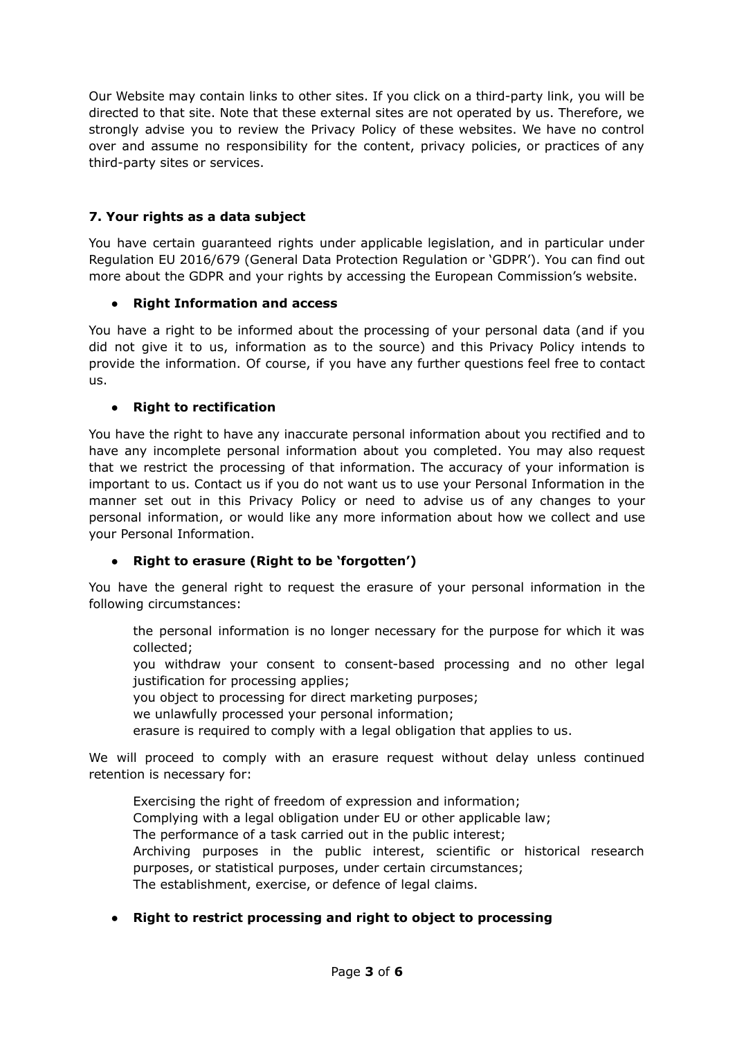Our Website may contain links to other sites. If you click on a third-party link, you will be directed to that site. Note that these external sites are not operated by us. Therefore, we strongly advise you to review the Privacy Policy of these websites. We have no control over and assume no responsibility for the content, privacy policies, or practices of any third-party sites or services.

## 7. Your rights as a data subject

You have certain guaranteed rights under applicable legislation, and in particular under Regulation EU 2016/679 (General Data Protection Regulation or 'GDPR'). You can find out more about the GDPR and your rights by accessing the European Commission's website.

- **Right Information and access**

You have a right to be informed about the processing of your personal data (and if you did not give it to us, information as to the source) and this Privacy Policy intends to provide the information. Of course, if you have any further questions feel free to contact us.

- **Right to rectification**

You have the right to have any inaccurate personal information about you rectified and to have any incomplete personal information about you completed. You may also request that we restrict the processing of that information. The accuracy of your information is important to us. Contact us if you do not want us to use your Personal Information in the manner set out in this Privacy Policy or need to advise us of any changes to your personal information, or would like any more information about how we collect and use your Personal Information.

- **Right to erasure (Right to be 'forgotten')**

You have the general right to request the erasure of your personal information in the following circumstances:

the personal information is no longer necessary for the purpose for which it was collected;
you withdraw your consent to consent-based processing and no other legal justification for processing applies;
you object to processing for direct marketing purposes;
we unlawfully processed your personal information;
erasure is required to comply with a legal obligation that applies to us.

We will proceed to comply with an erasure request without delay unless continued retention is necessary for:

Exercising the right of freedom of expression and information;
Complying with a legal obligation under EU or other applicable law;
The performance of a task carried out in the public interest;
Archiving purposes in the public interest, scientific or historical research purposes, or statistical purposes, under certain circumstances;
The establishment, exercise, or defence of legal claims.

- **Right to restrict processing and right to object to processing**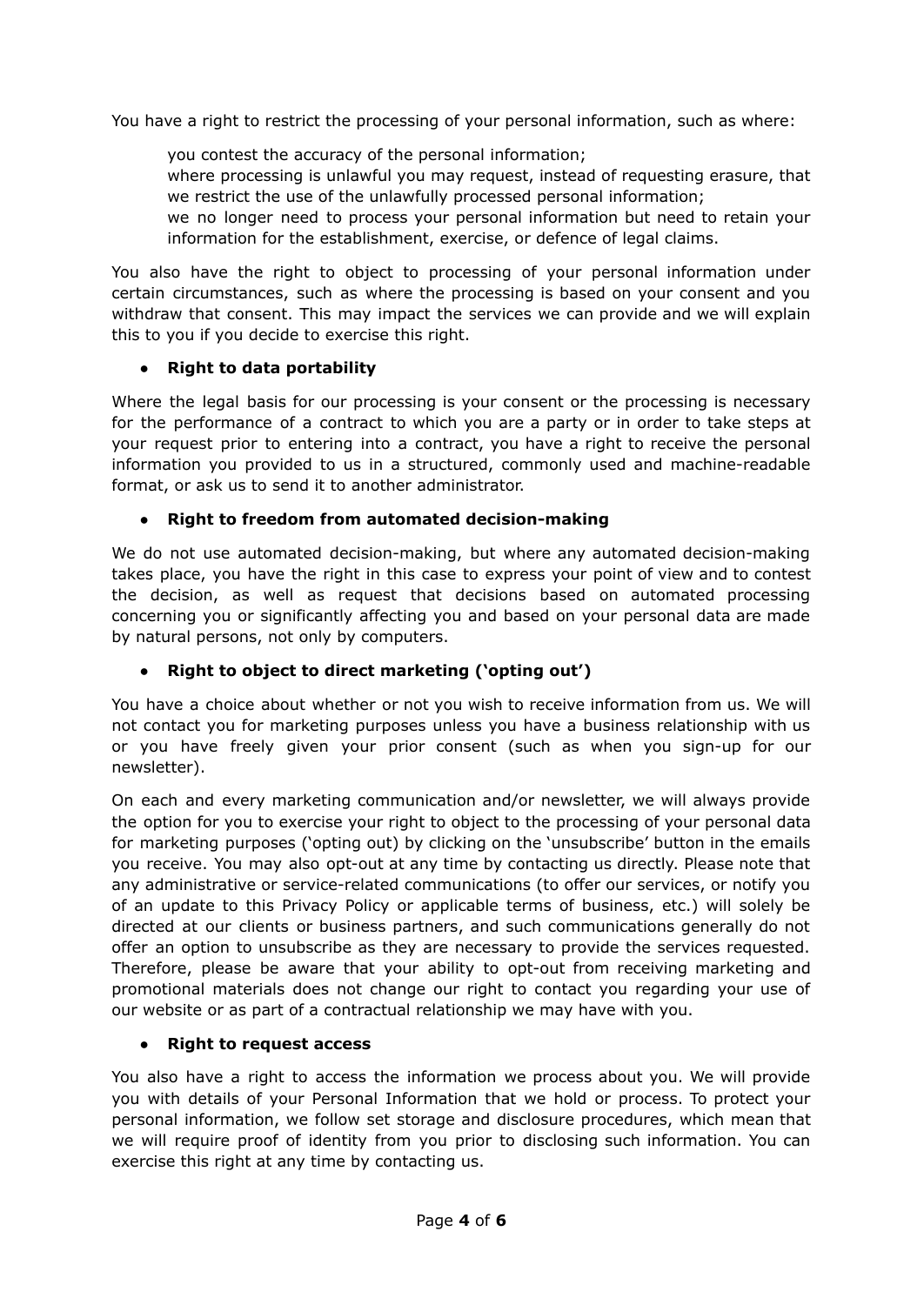You have a right to restrict the processing of your personal information, such as where:

- you contest the accuracy of the personal information;
- where processing is unlawful you may request, instead of requesting erasure, that we restrict the use of the unlawfully processed personal information;
- we no longer need to process your personal information but need to retain your information for the establishment, exercise, or defence of legal claims.

You also have the right to object to processing of your personal information under certain circumstances, such as where the processing is based on your consent and you withdraw that consent. This may impact the services we can provide and we will explain this to you if you decide to exercise this right.

- **Right to data portability**

Where the legal basis for our processing is your consent or the processing is necessary for the performance of a contract to which you are a party or in order to take steps at your request prior to entering into a contract, you have a right to receive the personal information you provided to us in a structured, commonly used and machine-readable format, or ask us to send it to another administrator.

- **Right to freedom from automated decision-making**

We do not use automated decision-making, but where any automated decision-making takes place, you have the right in this case to express your point of view and to contest the decision, as well as request that decisions based on automated processing concerning you or significantly affecting you and based on your personal data are made by natural persons, not only by computers.

- **Right to object to direct marketing ('opting out')**

You have a choice about whether or not you wish to receive information from us. We will not contact you for marketing purposes unless you have a business relationship with us or you have freely given your prior consent (such as when you sign-up for our newsletter).

On each and every marketing communication and/or newsletter, we will always provide the option for you to exercise your right to object to the processing of your personal data for marketing purposes ('opting out) by clicking on the 'unsubscribe' button in the emails you receive. You may also opt-out at any time by contacting us directly. Please note that any administrative or service-related communications (to offer our services, or notify you of an update to this Privacy Policy or applicable terms of business, etc.) will solely be directed at our clients or business partners, and such communications generally do not offer an option to unsubscribe as they are necessary to provide the services requested. Therefore, please be aware that your ability to opt-out from receiving marketing and promotional materials does not change our right to contact you regarding your use of our website or as part of a contractual relationship we may have with you.

- **Right to request access**

You also have a right to access the information we process about you. We will provide you with details of your Personal Information that we hold or process. To protect your personal information, we follow set storage and disclosure procedures, which mean that we will require proof of identity from you prior to disclosing such information. You can exercise this right at any time by contacting us.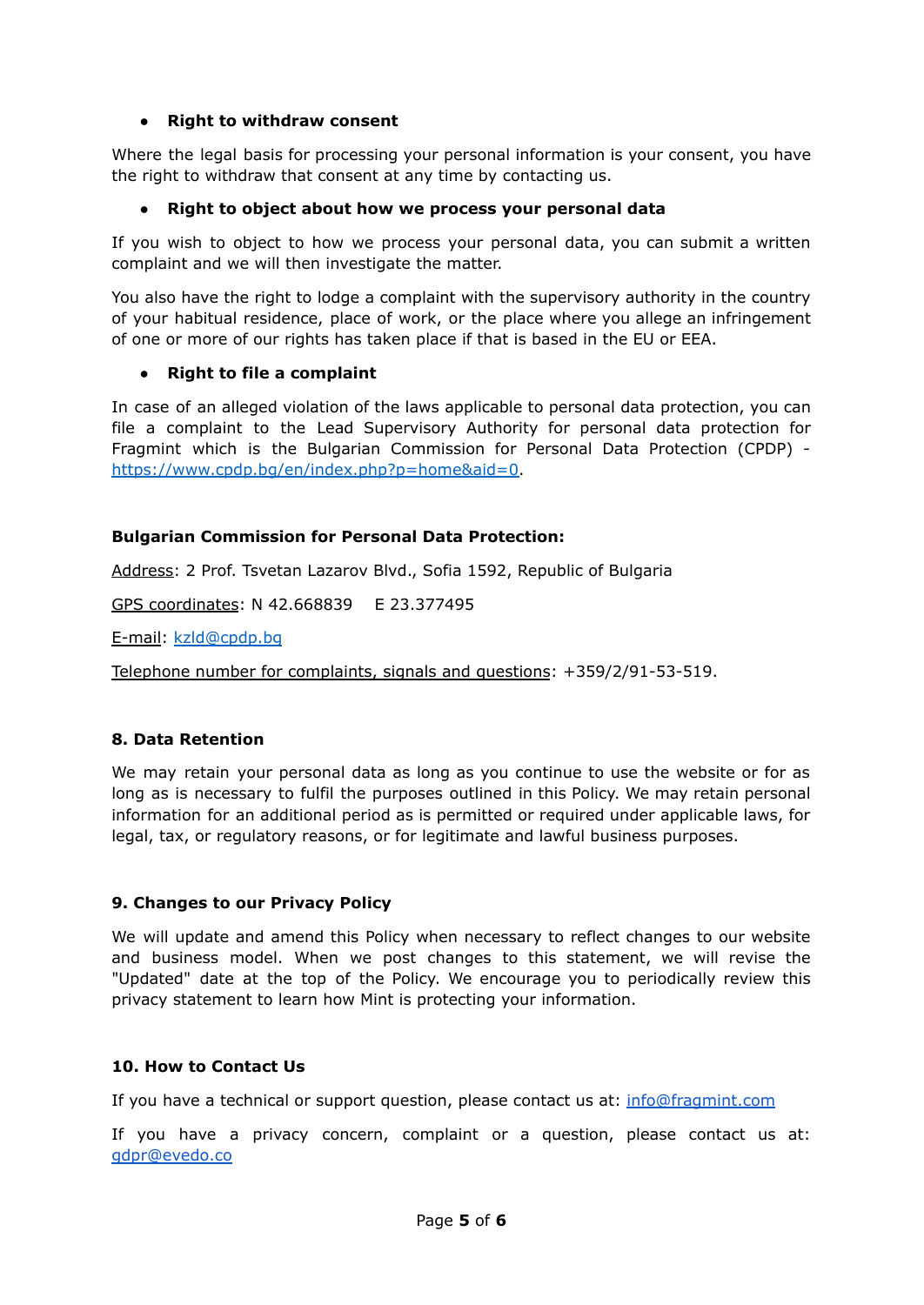- **Right to withdraw consent**

Where the legal basis for processing your personal information is your consent, you have the right to withdraw that consent at any time by contacting us.

- **Right to object about how we process your personal data**

If you wish to object to how we process your personal data, you can submit a written complaint and we will then investigate the matter.

You also have the right to lodge a complaint with the supervisory authority in the country of your habitual residence, place of work, or the place where you allege an infringement of one or more of our rights has taken place if that is based in the EU or EEA.

- **Right to file a complaint**

In case of an alleged violation of the laws applicable to personal data protection, you can file a complaint to the Lead Supervisory Authority for personal data protection for Fragmint which is the Bulgarian Commission for Personal Data Protection (CPDP) - [https://www.cpdp.bg/en/index.php?p=home&aid=0](https://www.cpdp.bg/en/index.php?p=home&aid=0).

**Bulgarian Commission for Personal Data Protection:**

Address: 2 Prof. Tsvetan Lazarov Blvd., Sofia 1592, Republic of Bulgaria

GPS coordinates: N 42.668839 E 23.377495

E-mail: [kzld@cpdp.bg](mailto:kzld@cpdp.bg)

Telephone number for complaints, signals and questions: +359/2/91-53-519.

### 8. Data Retention

We may retain your personal data as long as you continue to use the website or for as long as is necessary to fulfil the purposes outlined in this Policy. We may retain personal information for an additional period as is permitted or required under applicable laws, for legal, tax, or regulatory reasons, or for legitimate and lawful business purposes.

### 9. Changes to our Privacy Policy

We will update and amend this Policy when necessary to reflect changes to our website and business model. When we post changes to this statement, we will revise the "Updated" date at the top of the Policy. We encourage you to periodically review this privacy statement to learn how Mint is protecting your information.

### 10. How to Contact Us

If you have a technical or support question, please contact us at: [info@fragmint.com](mailto:info@fragmint.com)

If you have a privacy concern, complaint or a question, please contact us at: [gdpr@evedo.co](mailto:gdpr@evedo.co)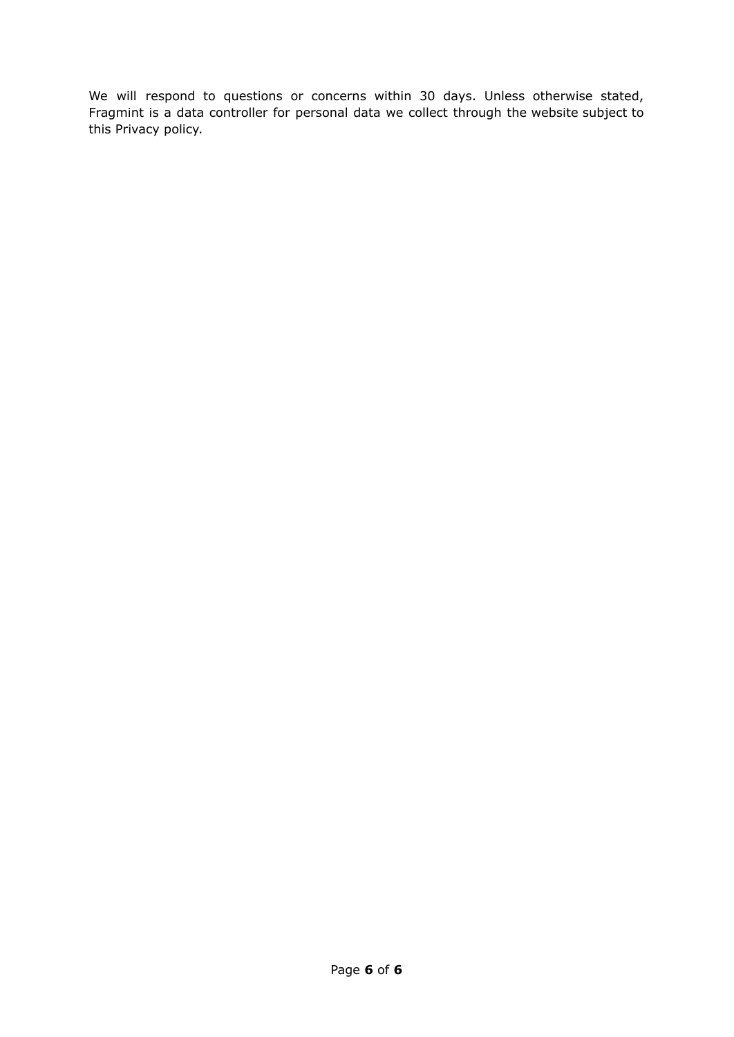We will respond to questions or concerns within 30 days. Unless otherwise stated, Fragmint is a data controller for personal data we collect through the website subject to this Privacy policy.